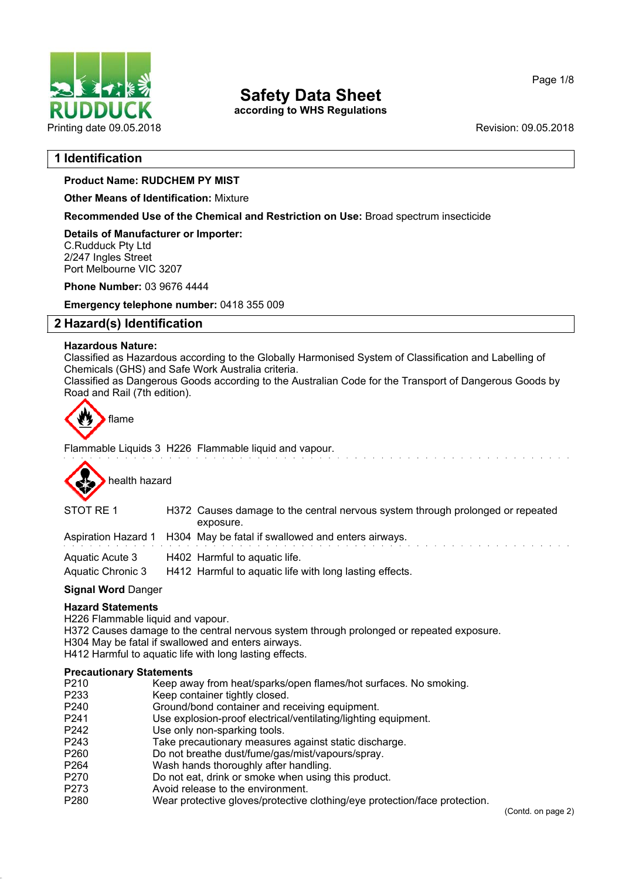# Safety Data Sheet

**according to WHS Regulations**

Printing date 09.05.2018 Revision: 09.05.2018

## 1 Identification

**Product Name: RUDCHEM PY MIST**

**Other Means of Identification:** Mixture

**Recommended Use of the Chemical and Restriction on Use:** Broad spectrum insecticide

**Details of Manufacturer or Importer:**
C.Rudduck Pty Ltd
2/247 Ingles Street
Port Melbourne VIC 3207

**Phone Number:** 03 9676 4444

**Emergency telephone number:** 0418 355 009

## 2 Hazard(s) Identification

**Hazardous Nature:**
Classified as Hazardous according to the Globally Harmonised System of Classification and Labelling of Chemicals (GHS) and Safe Work Australia criteria.
Classified as Dangerous Goods according to the Australian Code for the Transport of Dangerous Goods by Road and Rail (7th edition).

flame

Flammable Liquids 3 H226 Flammable liquid and vapour.

health hazard

| | | |
|---|---|---|
| STOT RE 1 | H372 | Causes damage to the central nervous system through prolonged or repeated exposure. |
| Aspiration Hazard 1 | H304 | May be fatal if swallowed and enters airways. |
| Aquatic Acute 3 | H402 | Harmful to aquatic life. |
| Aquatic Chronic 3 | H412 | Harmful to aquatic life with long lasting effects. |

**Signal Word** Danger

**Hazard Statements**
H226 Flammable liquid and vapour.
H372 Causes damage to the central nervous system through prolonged or repeated exposure.
H304 May be fatal if swallowed and enters airways.
H412 Harmful to aquatic life with long lasting effects.

**Precautionary Statements**

| | |
|---|---|
| P210 | Keep away from heat/sparks/open flames/hot surfaces. No smoking. |
| P233 | Keep container tightly closed. |
| P240 | Ground/bond container and receiving equipment. |
| P241 | Use explosion-proof electrical/ventilating/lighting equipment. |
| P242 | Use only non-sparking tools. |
| P243 | Take precautionary measures against static discharge. |
| P260 | Do not breathe dust/fume/gas/mist/vapours/spray. |
| P264 | Wash hands thoroughly after handling. |
| P270 | Do not eat, drink or smoke when using this product. |
| P273 | Avoid release to the environment. |
| P280 | Wear protective gloves/protective clothing/eye protection/face protection. |

(Contd. on page 2)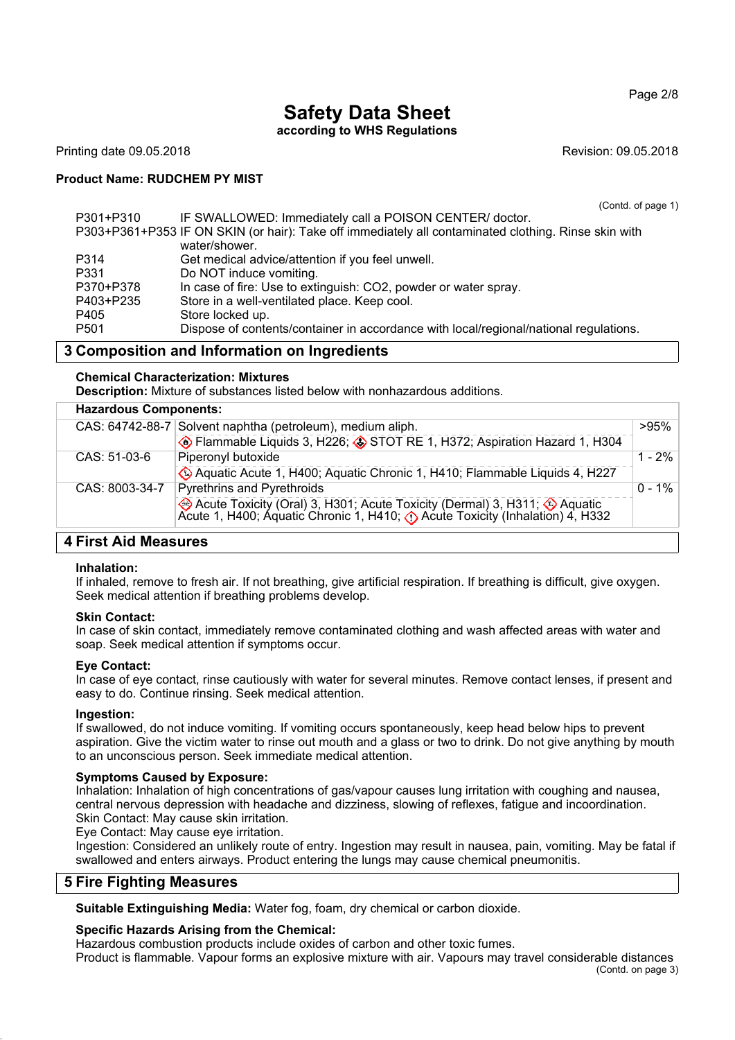# Safety Data Sheet

**according to WHS Regulations**

Printing date 09.05.2018

Revision: 09.05.2018

**Product Name: RUDCHEM PY MIST**

(Contd. of page 1)

| | |
|---|---|
| P301+P310 | IF SWALLOWED: Immediately call a POISON CENTER/ doctor. |
| P303+P361+P353 | IF ON SKIN (or hair): Take off immediately all contaminated clothing. Rinse skin with water/shower. |
| P314 | Get medical advice/attention if you feel unwell. |
| P331 | Do NOT induce vomiting. |
| P370+P378 | In case of fire: Use to extinguish: CO2, powder or water spray. |
| P403+P235 | Store in a well-ventilated place. Keep cool. |
| P405 | Store locked up. |
| P501 | Dispose of contents/container in accordance with local/regional/national regulations. |

## 3 Composition and Information on Ingredients

**Chemical Characterization: Mixtures**
**Description:** Mixture of substances listed below with nonhazardous additions.

| Hazardous Components: | | |
|---|---|---|
| CAS: 64742-88-7 | Solvent naphtha (petroleum), medium aliph. | >95% |
| | Flammable Liquids 3, H226; STOT RE 1, H372; Aspiration Hazard 1, H304 | |
| CAS: 51-03-6 | Piperonyl butoxide | 1 - 2% |
| | Aquatic Acute 1, H400; Aquatic Chronic 1, H410; Flammable Liquids 4, H227 | |
| CAS: 8003-34-7 | Pyrethrins and Pyrethroids | 0 - 1% |
| | Acute Toxicity (Oral) 3, H301; Acute Toxicity (Dermal) 3, H311; Aquatic Acute 1, H400; Aquatic Chronic 1, H410; Acute Toxicity (Inhalation) 4, H332 | |

## 4 First Aid Measures

**Inhalation:**
If inhaled, remove to fresh air. If not breathing, give artificial respiration. If breathing is difficult, give oxygen. Seek medical attention if breathing problems develop.

**Skin Contact:**
In case of skin contact, immediately remove contaminated clothing and wash affected areas with water and soap. Seek medical attention if symptoms occur.

**Eye Contact:**
In case of eye contact, rinse cautiously with water for several minutes. Remove contact lenses, if present and easy to do. Continue rinsing. Seek medical attention.

**Ingestion:**
If swallowed, do not induce vomiting. If vomiting occurs spontaneously, keep head below hips to prevent aspiration. Give the victim water to rinse out mouth and a glass or two to drink. Do not give anything by mouth to an unconscious person. Seek immediate medical attention.

**Symptoms Caused by Exposure:**
Inhalation: Inhalation of high concentrations of gas/vapour causes lung irritation with coughing and nausea, central nervous depression with headache and dizziness, slowing of reflexes, fatigue and incoordination.
Skin Contact: May cause skin irritation.
Eye Contact: May cause eye irritation.
Ingestion: Considered an unlikely route of entry. Ingestion may result in nausea, pain, vomiting. May be fatal if swallowed and enters airways. Product entering the lungs may cause chemical pneumonitis.

## 5 Fire Fighting Measures

**Suitable Extinguishing Media:** Water fog, foam, dry chemical or carbon dioxide.

**Specific Hazards Arising from the Chemical:**
Hazardous combustion products include oxides of carbon and other toxic fumes.
Product is flammable. Vapour forms an explosive mixture with air. Vapours may travel considerable distances

(Contd. on page 3)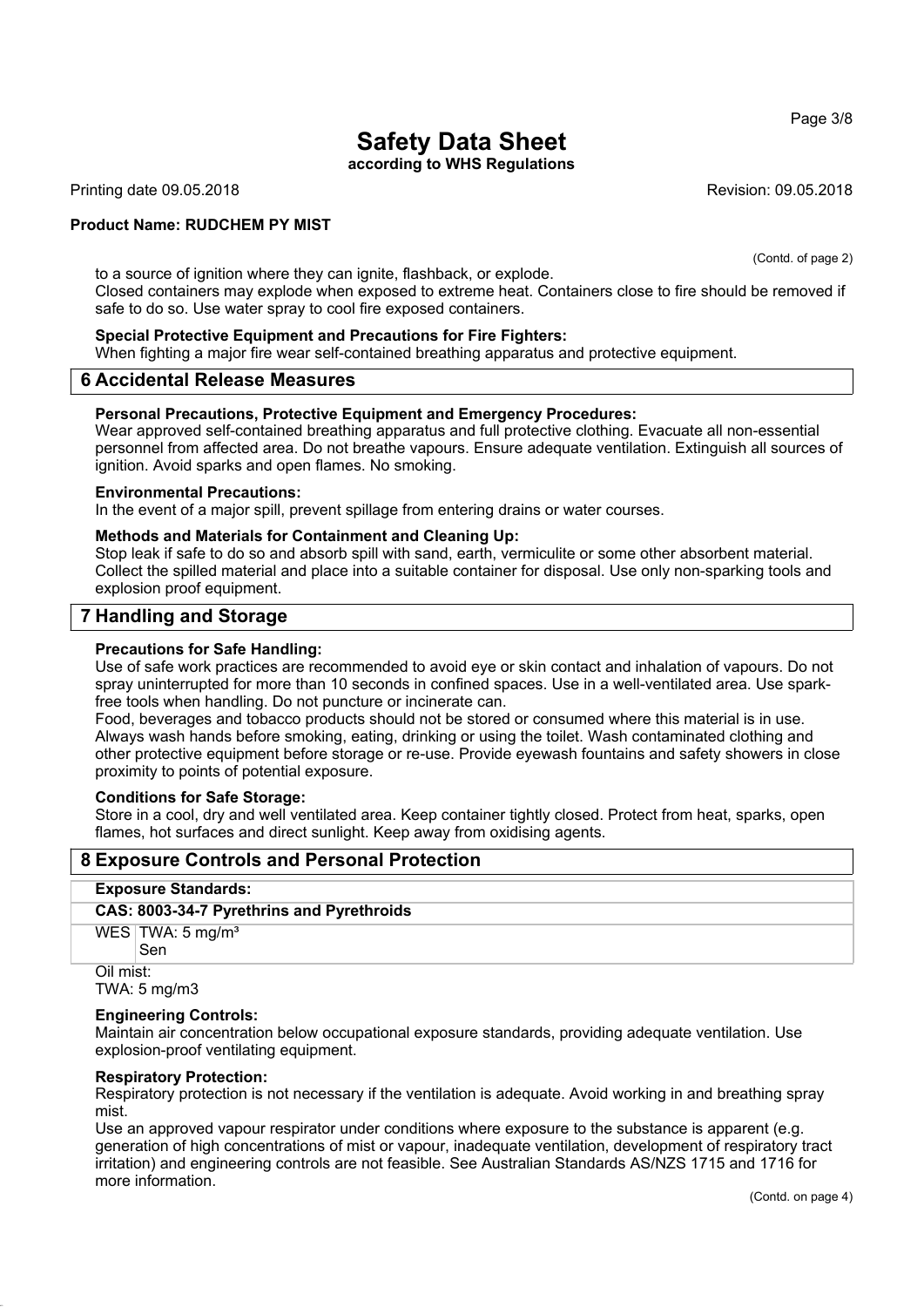(Contd. of page 2)

to a source of ignition where they can ignite, flashback, or explode.
Closed containers may explode when exposed to extreme heat. Containers close to fire should be removed if safe to do so. Use water spray to cool fire exposed containers.

**Special Protective Equipment and Precautions for Fire Fighters:**
When fighting a major fire wear self-contained breathing apparatus and protective equipment.

## 6 Accidental Release Measures

**Personal Precautions, Protective Equipment and Emergency Procedures:**
Wear approved self-contained breathing apparatus and full protective clothing. Evacuate all non-essential personnel from affected area. Do not breathe vapours. Ensure adequate ventilation. Extinguish all sources of ignition. Avoid sparks and open flames. No smoking.

**Environmental Precautions:**
In the event of a major spill, prevent spillage from entering drains or water courses.

**Methods and Materials for Containment and Cleaning Up:**
Stop leak if safe to do so and absorb spill with sand, earth, vermiculite or some other absorbent material. Collect the spilled material and place into a suitable container for disposal. Use only non-sparking tools and explosion proof equipment.

## 7 Handling and Storage

**Precautions for Safe Handling:**
Use of safe work practices are recommended to avoid eye or skin contact and inhalation of vapours. Do not spray uninterrupted for more than 10 seconds in confined spaces. Use in a well-ventilated area. Use spark-free tools when handling. Do not puncture or incinerate can.
Food, beverages and tobacco products should not be stored or consumed where this material is in use. Always wash hands before smoking, eating, drinking or using the toilet. Wash contaminated clothing and other protective equipment before storage or re-use. Provide eyewash fountains and safety showers in close proximity to points of potential exposure.

**Conditions for Safe Storage:**
Store in a cool, dry and well ventilated area. Keep container tightly closed. Protect from heat, sparks, open flames, hot surfaces and direct sunlight. Keep away from oxidising agents.

## 8 Exposure Controls and Personal Protection

| **Exposure Standards:** | |
|---|---|
| **CAS: 8003-34-7 Pyrethrins and Pyrethroids** | |
| WES | TWA: 5 mg/m³<br>Sen |

Oil mist:
TWA: 5 mg/m3

**Engineering Controls:**
Maintain air concentration below occupational exposure standards, providing adequate ventilation. Use explosion-proof ventilating equipment.

**Respiratory Protection:**
Respiratory protection is not necessary if the ventilation is adequate. Avoid working in and breathing spray mist.
Use an approved vapour respirator under conditions where exposure to the substance is apparent (e.g. generation of high concentrations of mist or vapour, inadequate ventilation, development of respiratory tract irritation) and engineering controls are not feasible. See Australian Standards AS/NZS 1715 and 1716 for more information.

(Contd. on page 4)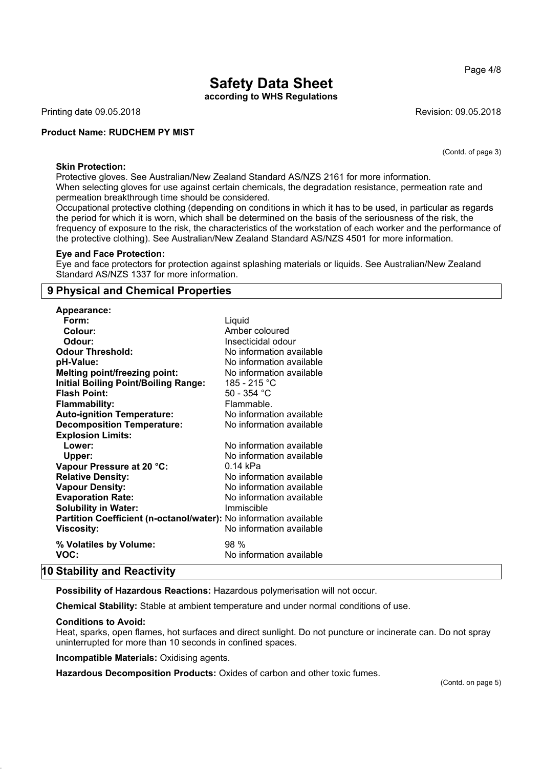# Safety Data Sheet

**according to WHS Regulations**

Printing date 09.05.2018 Revision: 09.05.2018

**Product Name: RUDCHEM PY MIST**

(Contd. of page 3)

**Skin Protection:**

Protective gloves. See Australian/New Zealand Standard AS/NZS 2161 for more information.
When selecting gloves for use against certain chemicals, the degradation resistance, permeation rate and permeation breakthrough time should be considered.
Occupational protective clothing (depending on conditions in which it has to be used, in particular as regards the period for which it is worn, which shall be determined on the basis of the seriousness of the risk, the frequency of exposure to the risk, the characteristics of the workstation of each worker and the performance of the protective clothing). See Australian/New Zealand Standard AS/NZS 4501 for more information.

**Eye and Face Protection:**

Eye and face protectors for protection against splashing materials or liquids. See Australian/New Zealand Standard AS/NZS 1337 for more information.

## 9 Physical and Chemical Properties

| | |
|---|---|
| **Appearance:** | |
| **Form:** | Liquid |
| **Colour:** | Amber coloured |
| **Odour:** | Insecticidal odour |
| **Odour Threshold:** | No information available |
| **pH-Value:** | No information available |
| **Melting point/freezing point:** | No information available |
| **Initial Boiling Point/Boiling Range:** | 185 - 215 °C |
| **Flash Point:** | 50 - 354 °C |
| **Flammability:** | Flammable. |
| **Auto-ignition Temperature:** | No information available |
| **Decomposition Temperature:** | No information available |
| **Explosion Limits:** | |
| **Lower:** | No information available |
| **Upper:** | No information available |
| **Vapour Pressure at 20 °C:** | 0.14 kPa |
| **Relative Density:** | No information available |
| **Vapour Density:** | No information available |
| **Evaporation Rate:** | No information available |
| **Solubility in Water:** | Immiscible |
| **Partition Coefficient (n-octanol/water):** | No information available |
| **Viscosity:** | No information available |
| **% Volatiles by Volume:** | 98 % |
| **VOC:** | No information available |

## 10 Stability and Reactivity

**Possibility of Hazardous Reactions:** Hazardous polymerisation will not occur.

**Chemical Stability:** Stable at ambient temperature and under normal conditions of use.

**Conditions to Avoid:**

Heat, sparks, open flames, hot surfaces and direct sunlight. Do not puncture or incinerate can. Do not spray uninterrupted for more than 10 seconds in confined spaces.

**Incompatible Materials:** Oxidising agents.

**Hazardous Decomposition Products:** Oxides of carbon and other toxic fumes.

(Contd. on page 5)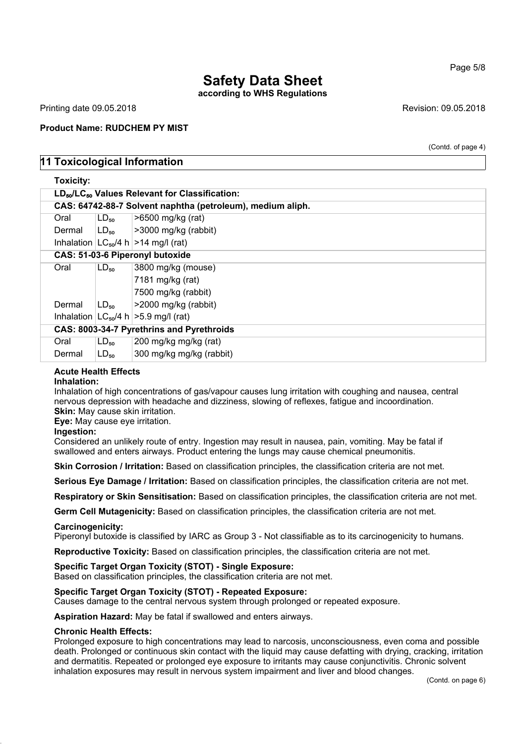# Safety Data Sheet

**according to WHS Regulations**

Printing date 09.05.2018 Revision: 09.05.2018

**Product Name: RUDCHEM PY MIST**

(Contd. of page 4)

## 11 Toxicological Information

**Toxicity:**

| $LD_{50}/LC_{50}$ Values Relevant for Classification: | | |
|---|---|---|
| **CAS: 64742-88-7 Solvent naphtha (petroleum), medium aliph.** | | |
| Oral | $LD_{50}$ | >6500 mg/kg (rat) |
| Dermal | $LD_{50}$ | >3000 mg/kg (rabbit) |
| Inhalation | $LC_{50}$/4 h | >14 mg/l (rat) |
| **CAS: 51-03-6 Piperonyl butoxide** | | |
| Oral | $LD_{50}$ | 3800 mg/kg (mouse) |
| | | 7181 mg/kg (rat) |
| | | 7500 mg/kg (rabbit) |
| Dermal | $LD_{50}$ | >2000 mg/kg (rabbit) |
| Inhalation | $LC_{50}$/4 h | >5.9 mg/l (rat) |
| **CAS: 8003-34-7 Pyrethrins and Pyrethroids** | | |
| Oral | $LD_{50}$ | 200 mg/kg mg/kg (rat) |
| Dermal | $LD_{50}$ | 300 mg/kg mg/kg (rabbit) |

**Acute Health Effects**

**Inhalation:**

Inhalation of high concentrations of gas/vapour causes lung irritation with coughing and nausea, central nervous depression with headache and dizziness, slowing of reflexes, fatigue and incoordination.

**Skin:** May cause skin irritation.

**Eye:** May cause eye irritation.

**Ingestion:**

Considered an unlikely route of entry. Ingestion may result in nausea, pain, vomiting. May be fatal if swallowed and enters airways. Product entering the lungs may cause chemical pneumonitis.

**Skin Corrosion / Irritation:** Based on classification principles, the classification criteria are not met.

**Serious Eye Damage / Irritation:** Based on classification principles, the classification criteria are not met.

**Respiratory or Skin Sensitisation:** Based on classification principles, the classification criteria are not met.

**Germ Cell Mutagenicity:** Based on classification principles, the classification criteria are not met.

**Carcinogenicity:**

Piperonyl butoxide is classified by IARC as Group 3 - Not classifiable as to its carcinogenicity to humans.

**Reproductive Toxicity:** Based on classification principles, the classification criteria are not met.

**Specific Target Organ Toxicity (STOT) - Single Exposure:**

Based on classification principles, the classification criteria are not met.

**Specific Target Organ Toxicity (STOT) - Repeated Exposure:**

Causes damage to the central nervous system through prolonged or repeated exposure.

**Aspiration Hazard:** May be fatal if swallowed and enters airways.

**Chronic Health Effects:**

Prolonged exposure to high concentrations may lead to narcosis, unconsciousness, even coma and possible death. Prolonged or continuous skin contact with the liquid may cause defatting with drying, cracking, irritation and dermatitis. Repeated or prolonged eye exposure to irritants may cause conjunctivitis. Chronic solvent inhalation exposures may result in nervous system impairment and liver and blood changes.

(Contd. on page 6)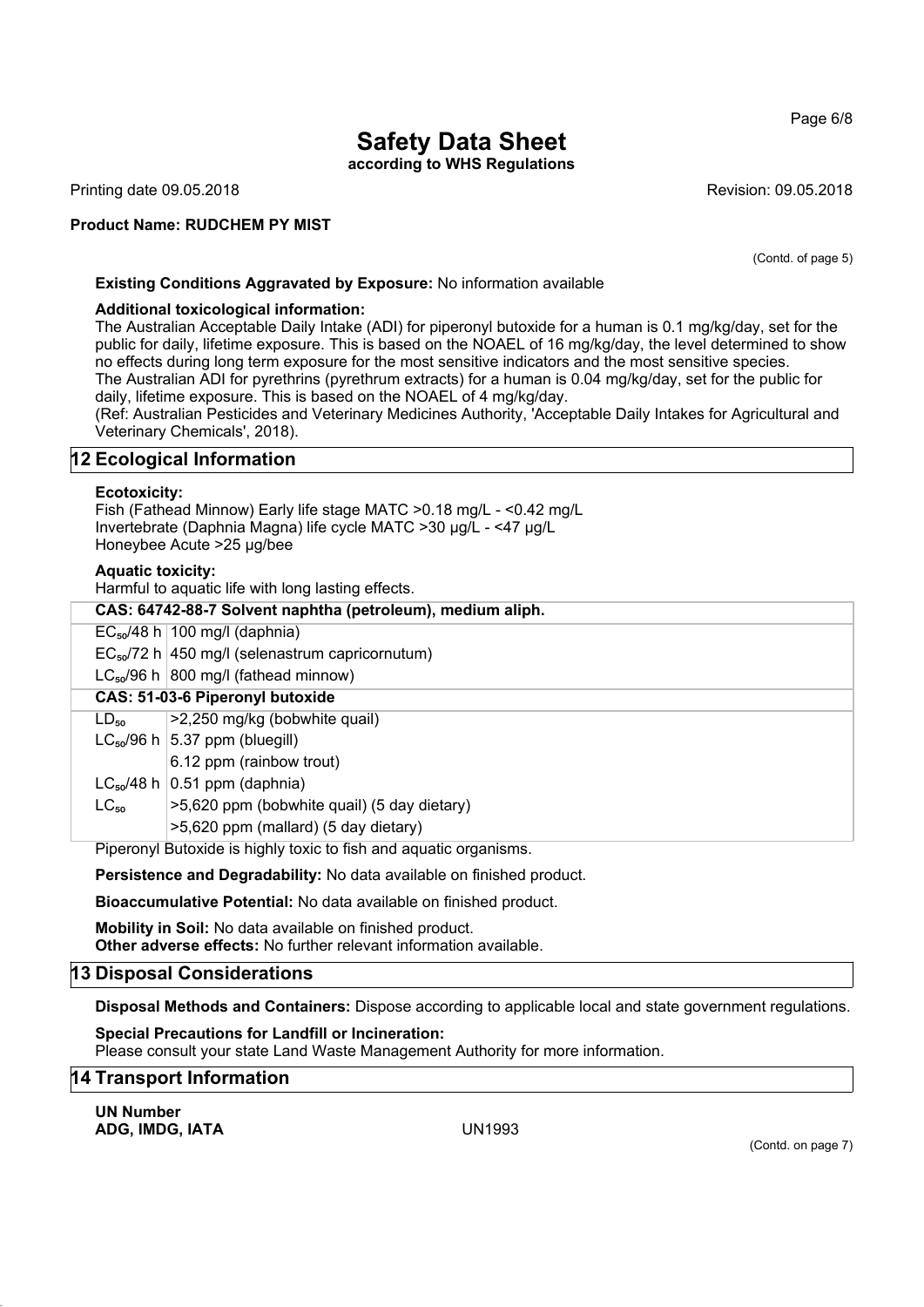(Contd. of page 5)

**Existing Conditions Aggravated by Exposure:** No information available

**Additional toxicological information:**
The Australian Acceptable Daily Intake (ADI) for piperonyl butoxide for a human is 0.1 mg/kg/day, set for the public for daily, lifetime exposure. This is based on the NOAEL of 16 mg/kg/day, the level determined to show no effects during long term exposure for the most sensitive indicators and the most sensitive species.
The Australian ADI for pyrethrins (pyrethrum extracts) for a human is 0.04 mg/kg/day, set for the public for daily, lifetime exposure. This is based on the NOAEL of 4 mg/kg/day.
(Ref: Australian Pesticides and Veterinary Medicines Authority, 'Acceptable Daily Intakes for Agricultural and Veterinary Chemicals', 2018).

## 12 Ecological Information

**Ecotoxicity:**
Fish (Fathead Minnow) Early life stage MATC >0.18 mg/L - <0.42 mg/L
Invertebrate (Daphnia Magna) life cycle MATC >30 µg/L - <47 µg/L
Honeybee Acute >25 µg/bee

**Aquatic toxicity:**
Harmful to aquatic life with long lasting effects.

| **CAS: 64742-88-7 Solvent naphtha (petroleum), medium aliph.** | |
|---|---|
| $EC_{50}$/48 h | 100 mg/l (daphnia) |
| $EC_{50}$/72 h | 450 mg/l (selenastrum capricornutum) |
| $LC_{50}$/96 h | 800 mg/l (fathead minnow) |
| **CAS: 51-03-6 Piperonyl butoxide** | |
| $LD_{50}$ | >2,250 mg/kg (bobwhite quail) |
| $LC_{50}$/96 h | 5.37 ppm (bluegill) |
| | 6.12 ppm (rainbow trout) |
| $LC_{50}$/48 h | 0.51 ppm (daphnia) |
| $LC_{50}$ | >5,620 ppm (bobwhite quail) (5 day dietary) |
| | >5,620 ppm (mallard) (5 day dietary) |

Piperonyl Butoxide is highly toxic to fish and aquatic organisms.

**Persistence and Degradability:** No data available on finished product.

**Bioaccumulative Potential:** No data available on finished product.

**Mobility in Soil:** No data available on finished product.
**Other adverse effects:** No further relevant information available.

## 13 Disposal Considerations

**Disposal Methods and Containers:** Dispose according to applicable local and state government regulations.

**Special Precautions for Landfill or Incineration:**
Please consult your state Land Waste Management Authority for more information.

## 14 Transport Information

**UN Number**
**ADG, IMDG, IATA** UN1993

(Contd. on page 7)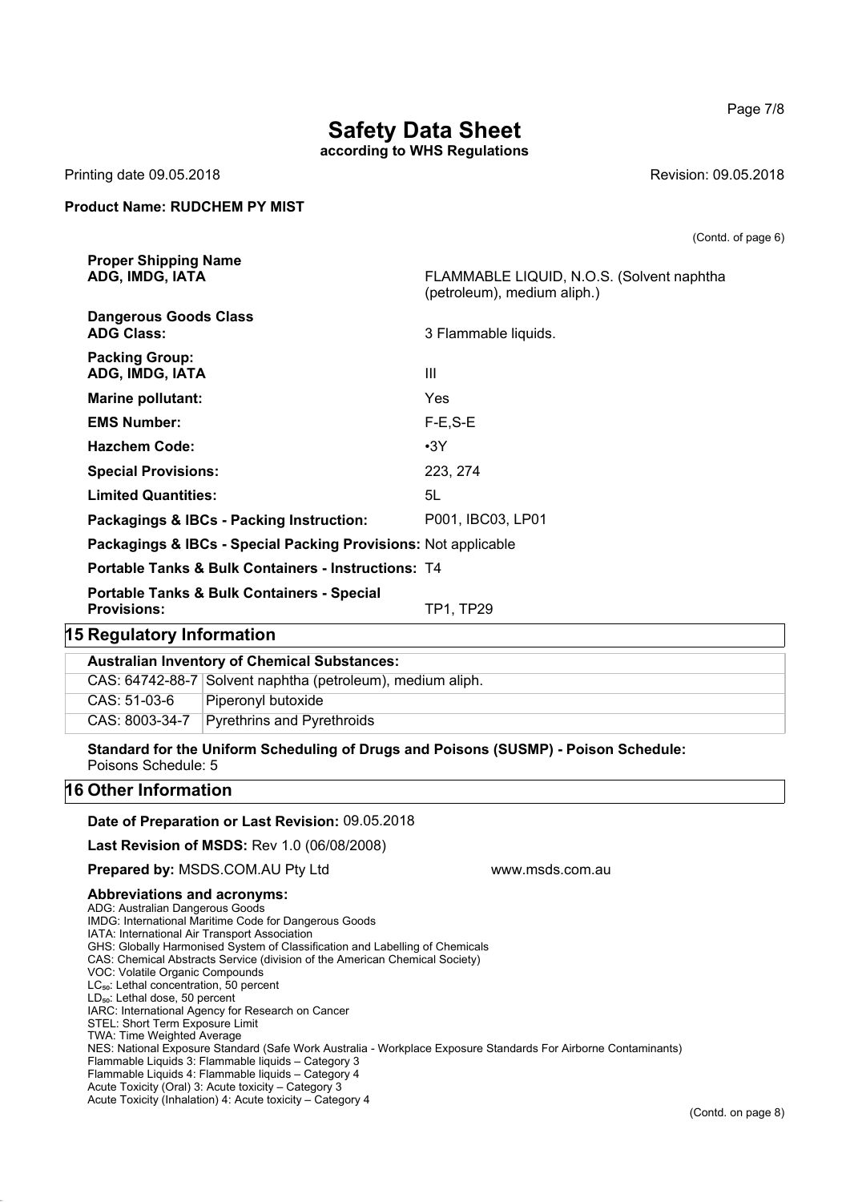(Contd. of page 6)

**Proper Shipping Name**
**ADG, IMDG, IATA** FLAMMABLE LIQUID, N.O.S. (Solvent naphtha (petroleum), medium aliph.)

**Dangerous Goods Class**
**ADG Class:** 3 Flammable liquids.

**Packing Group:**
**ADG, IMDG, IATA** III

**Marine pollutant:** Yes

**EMS Number:** F-E,S-E

**Hazchem Code:** •3Y

**Special Provisions:** 223, 274

**Limited Quantities:** 5L

**Packagings & IBCs - Packing Instruction:** P001, IBC03, LP01

**Packagings & IBCs - Special Packing Provisions:** Not applicable

**Portable Tanks & Bulk Containers - Instructions:** T4

**Portable Tanks & Bulk Containers - Special Provisions:** TP1, TP29

## 15 Regulatory Information

**Australian Inventory of Chemical Substances:**

| | |
|---|---|
| CAS: 64742-88-7 | Solvent naphtha (petroleum), medium aliph. |
| CAS: 51-03-6 | Piperonyl butoxide |
| CAS: 8003-34-7 | Pyrethrins and Pyrethroids |

**Standard for the Uniform Scheduling of Drugs and Poisons (SUSMP) - Poison Schedule:**
Poisons Schedule: 5

## 16 Other Information

**Date of Preparation or Last Revision:** 09.05.2018

**Last Revision of MSDS:** Rev 1.0 (06/08/2008)

**Prepared by:** MSDS.COM.AU Pty Ltd www.msds.com.au

**Abbreviations and acronyms:**
ADG: Australian Dangerous Goods
IMDG: International Maritime Code for Dangerous Goods
IATA: International Air Transport Association
GHS: Globally Harmonised System of Classification and Labelling of Chemicals
CAS: Chemical Abstracts Service (division of the American Chemical Society)
VOC: Volatile Organic Compounds
$LC_{50}$: Lethal concentration, 50 percent
$LD_{50}$: Lethal dose, 50 percent
IARC: International Agency for Research on Cancer
STEL: Short Term Exposure Limit
TWA: Time Weighted Average
NES: National Exposure Standard (Safe Work Australia - Workplace Exposure Standards For Airborne Contaminants)
Flammable Liquids 3: Flammable liquids – Category 3
Flammable Liquids 4: Flammable liquids – Category 4
Acute Toxicity (Oral) 3: Acute toxicity – Category 3
Acute Toxicity (Inhalation) 4: Acute toxicity – Category 4

(Contd. on page 8)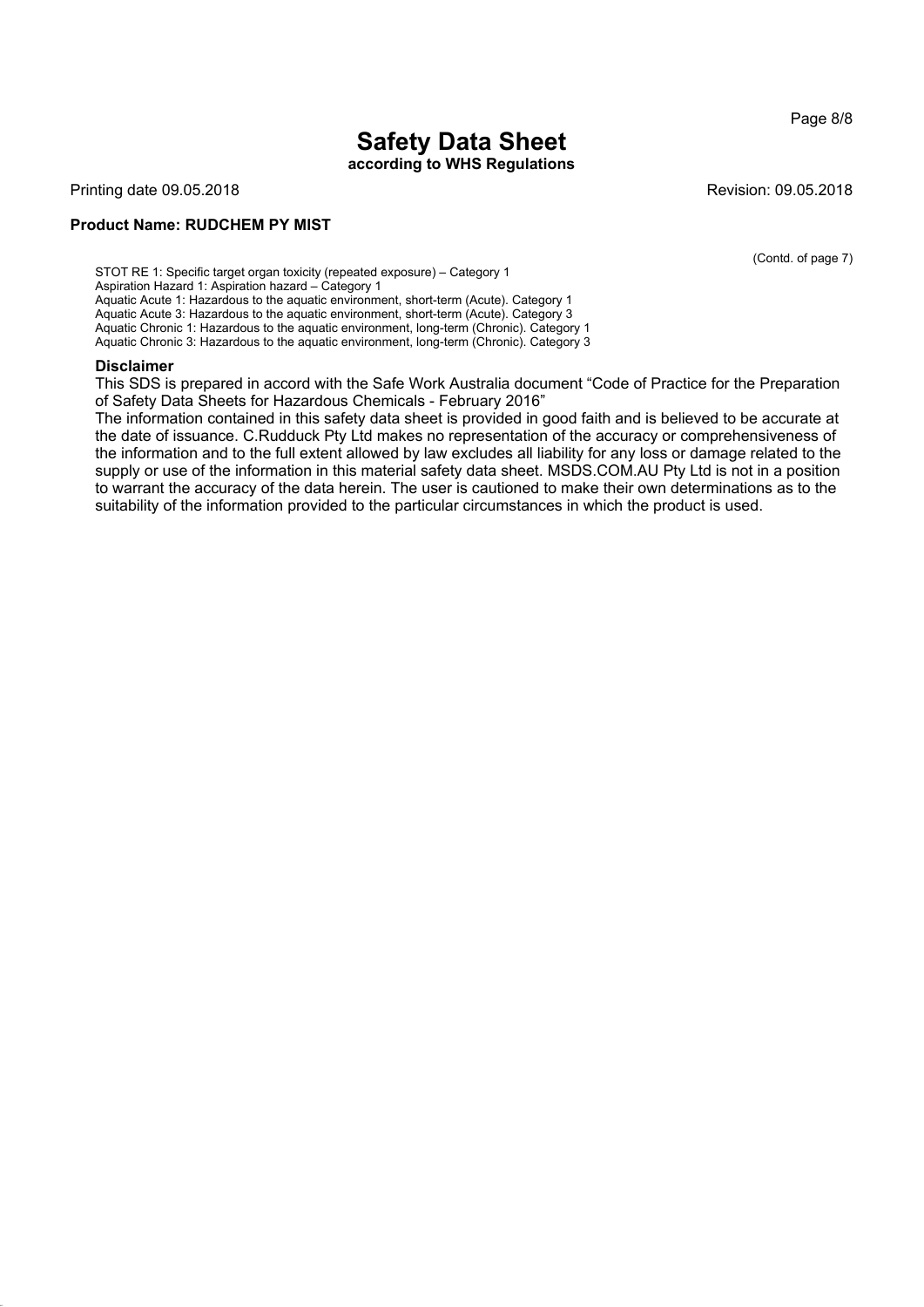(Contd. of page 7)

STOT RE 1: Specific target organ toxicity (repeated exposure) – Category 1
Aspiration Hazard 1: Aspiration hazard – Category 1
Aquatic Acute 1: Hazardous to the aquatic environment, short-term (Acute). Category 1
Aquatic Acute 3: Hazardous to the aquatic environment, short-term (Acute). Category 3
Aquatic Chronic 1: Hazardous to the aquatic environment, long-term (Chronic). Category 1
Aquatic Chronic 3: Hazardous to the aquatic environment, long-term (Chronic). Category 3

**Disclaimer**

This SDS is prepared in accord with the Safe Work Australia document "Code of Practice for the Preparation of Safety Data Sheets for Hazardous Chemicals - February 2016"

The information contained in this safety data sheet is provided in good faith and is believed to be accurate at the date of issuance. C.Rudduck Pty Ltd makes no representation of the accuracy or comprehensiveness of the information and to the full extent allowed by law excludes all liability for any loss or damage related to the supply or use of the information in this material safety data sheet. MSDS.COM.AU Pty Ltd is not in a position to warrant the accuracy of the data herein. The user is cautioned to make their own determinations as to the suitability of the information provided to the particular circumstances in which the product is used.